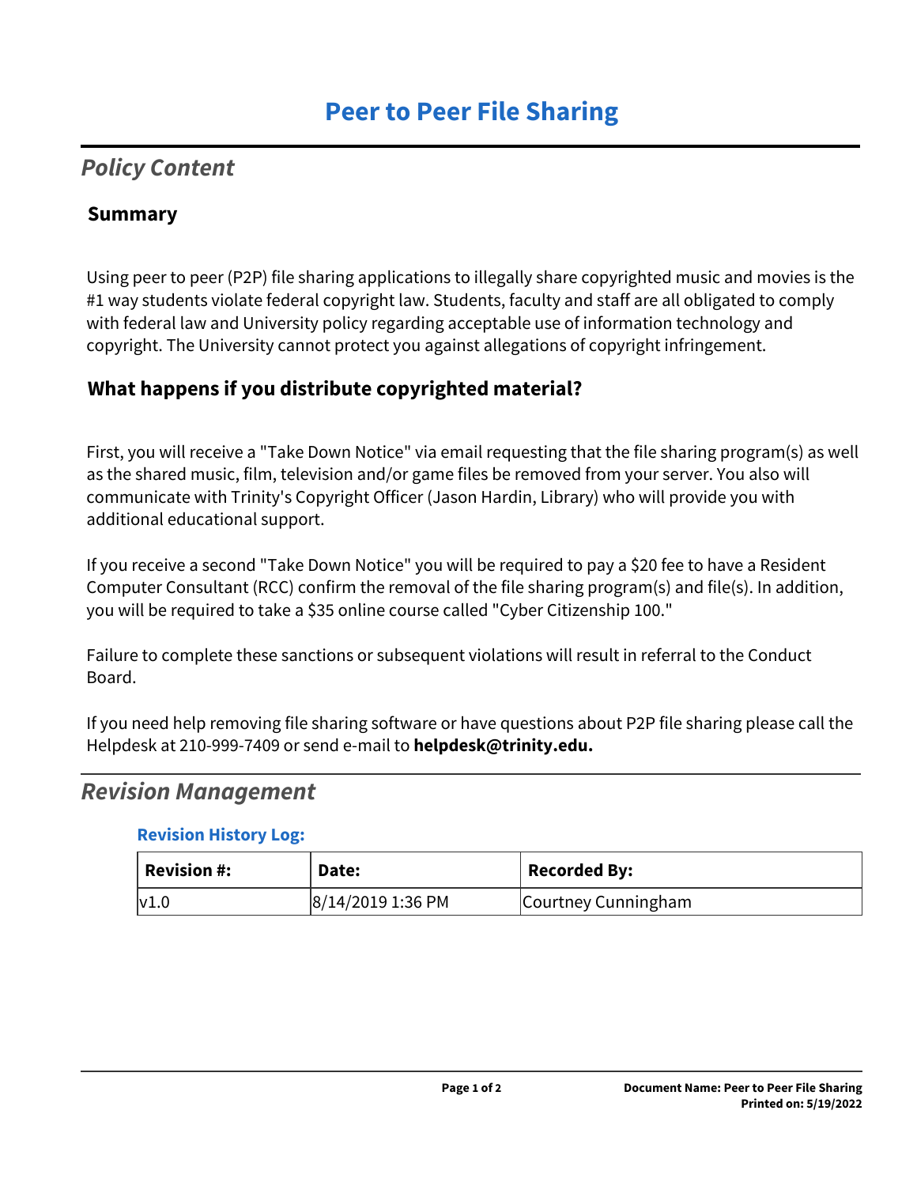# Peer to Peer File Sharing

## *Policy Content*

### Summary

Using peer to peer (P2P) file sharing applications to illegally share copyrighted music and movies is the #1 way students violate federal copyright law. Students, faculty and staff are all obligated to comply with federal law and University policy regarding acceptable use of information technology and copyright. The University cannot protect you against allegations of copyright infringement.

### What happens if you distribute copyrighted material?

First, you will receive a "Take Down Notice" via email requesting that the file sharing program(s) as well as the shared music, film, television and/or game files be removed from your server. You also will communicate with Trinity's Copyright Officer (Jason Hardin, Library) who will provide you with additional educational support.

If you receive a second "Take Down Notice" you will be required to pay a $20 fee to have a Resident Computer Consultant (RCC) confirm the removal of the file sharing program(s) and file(s). In addition, you will be required to take a $35 online course called "Cyber Citizenship 100."

Failure to complete these sanctions or subsequent violations will result in referral to the Conduct Board.

If you need help removing file sharing software or have questions about P2P file sharing please call the Helpdesk at 210-999-7409 or send e-mail to **helpdesk@trinity.edu.**

## *Revision Management*

#### Revision History Log:

| Revision #: | Date: | Recorded By: |
|---|---|---|
| v1.0 | 8/14/2019 1:36 PM | Courtney Cunningham |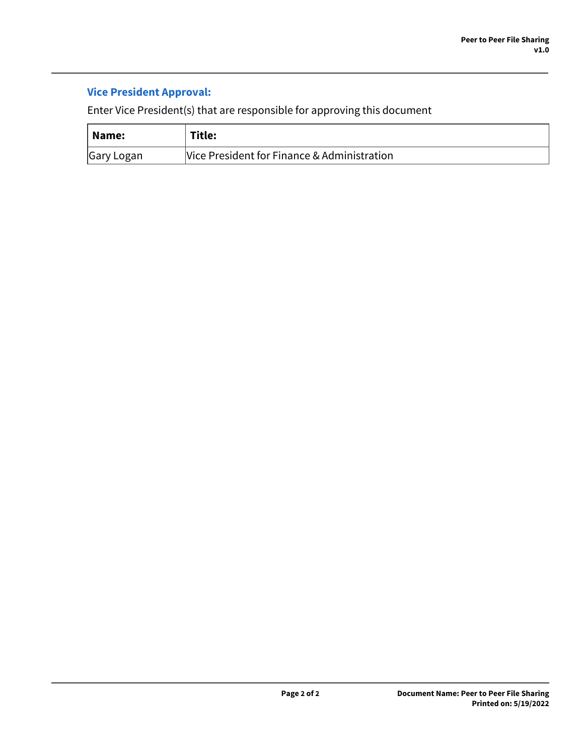### Vice President Approval:

Enter Vice President(s) that are responsible for approving this document

| Name: | Title: |
| --- | --- |
| Gary Logan | Vice President for Finance & Administration |